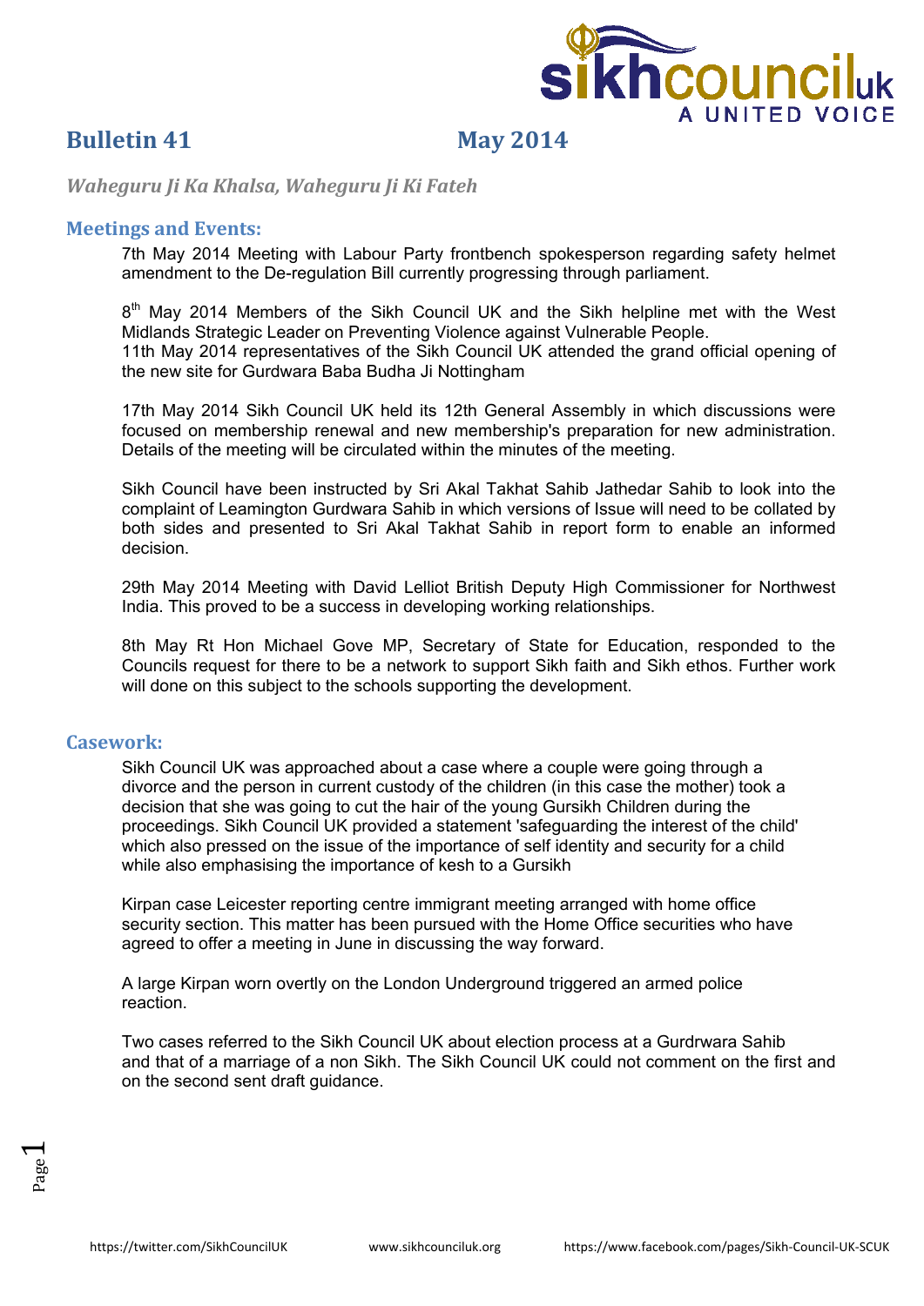# Bulletin 41 May 2014

*Waheguru Ji Ka Khalsa, Waheguru Ji Ki Fateh*

## Meetings and Events:

7th May 2014 Meeting with Labour Party frontbench spokesperson regarding safety helmet amendment to the De-regulation Bill currently progressing through parliament.

8th May 2014 Members of the Sikh Council UK and the Sikh helpline met with the West Midlands Strategic Leader on Preventing Violence against Vulnerable People.
11th May 2014 representatives of the Sikh Council UK attended the grand official opening of the new site for Gurdwara Baba Budha Ji Nottingham

17th May 2014 Sikh Council UK held its 12th General Assembly in which discussions were focused on membership renewal and new membership's preparation for new administration. Details of the meeting will be circulated within the minutes of the meeting.

Sikh Council have been instructed by Sri Akal Takhat Sahib Jathedar Sahib to look into the complaint of Leamington Gurdwara Sahib in which versions of Issue will need to be collated by both sides and presented to Sri Akal Takhat Sahib in report form to enable an informed decision.

29th May 2014 Meeting with David Lelliot British Deputy High Commissioner for Northwest India. This proved to be a success in developing working relationships.

8th May Rt Hon Michael Gove MP, Secretary of State for Education, responded to the Councils request for there to be a network to support Sikh faith and Sikh ethos. Further work will done on this subject to the schools supporting the development.

## Casework:

Sikh Council UK was approached about a case where a couple were going through a divorce and the person in current custody of the children (in this case the mother) took a decision that she was going to cut the hair of the young Gursikh Children during the proceedings. Sikh Council UK provided a statement 'safeguarding the interest of the child' which also pressed on the issue of the importance of self identity and security for a child while also emphasising the importance of kesh to a Gursikh

Kirpan case Leicester reporting centre immigrant meeting arranged with home office security section. This matter has been pursued with the Home Office securities who have agreed to offer a meeting in June in discussing the way forward.

A large Kirpan worn overtly on the London Underground triggered an armed police reaction.

Two cases referred to the Sikh Council UK about election process at a Gurdrwara Sahib and that of a marriage of a non Sikh. The Sikh Council UK could not comment on the first and on the second sent draft guidance.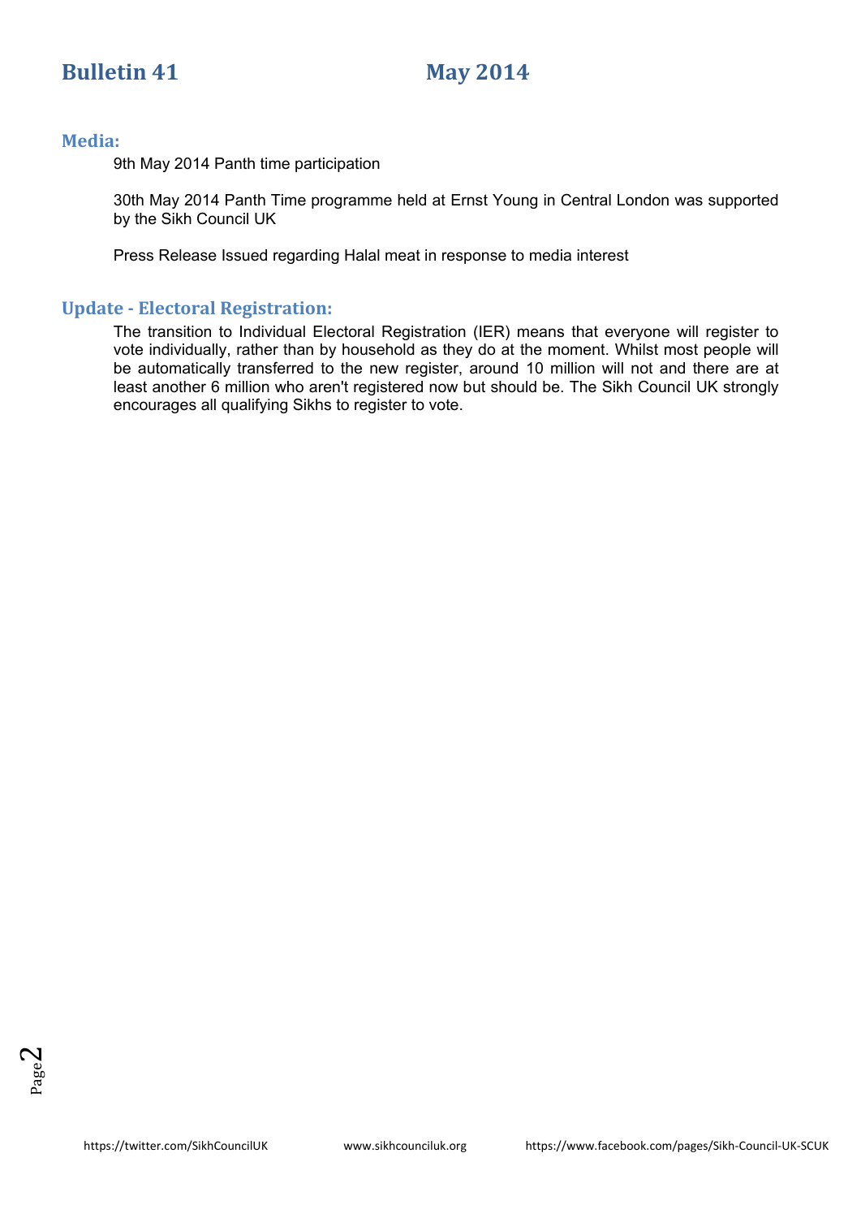## Media:

9th May 2014 Panth time participation

30th May 2014 Panth Time programme held at Ernst Young in Central London was supported by the Sikh Council UK

Press Release Issued regarding Halal meat in response to media interest

## Update - Electoral Registration:

The transition to Individual Electoral Registration (IER) means that everyone will register to vote individually, rather than by household as they do at the moment. Whilst most people will be automatically transferred to the new register, around 10 million will not and there are at least another 6 million who aren't registered now but should be. The Sikh Council UK strongly encourages all qualifying Sikhs to register to vote.